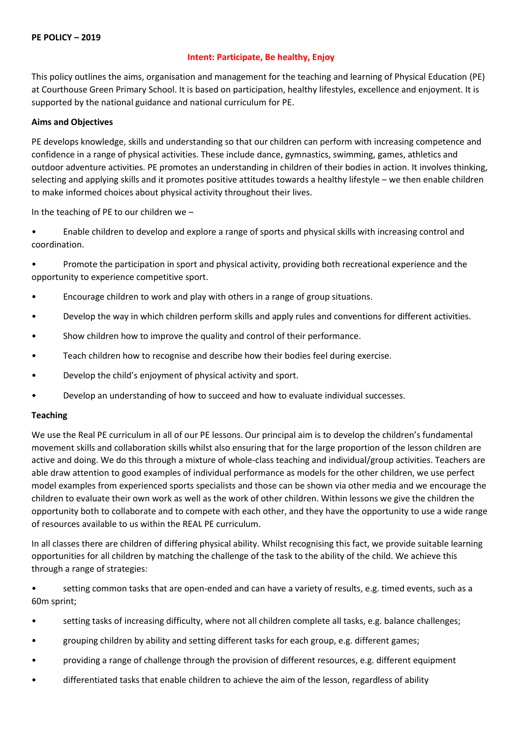# PE POLICY – 2019

**Intent: Participate, Be healthy, Enjoy**

This policy outlines the aims, organisation and management for the teaching and learning of Physical Education (PE) at Courthouse Green Primary School. It is based on participation, healthy lifestyles, excellence and enjoyment. It is supported by the national guidance and national curriculum for PE.

## Aims and Objectives

PE develops knowledge, skills and understanding so that our children can perform with increasing competence and confidence in a range of physical activities. These include dance, gymnastics, swimming, games, athletics and outdoor adventure activities. PE promotes an understanding in children of their bodies in action. It involves thinking, selecting and applying skills and it promotes positive attitudes towards a healthy lifestyle – we then enable children to make informed choices about physical activity throughout their lives.

In the teaching of PE to our children we –

- Enable children to develop and explore a range of sports and physical skills with increasing control and coordination.
- Promote the participation in sport and physical activity, providing both recreational experience and the opportunity to experience competitive sport.
- Encourage children to work and play with others in a range of group situations.
- Develop the way in which children perform skills and apply rules and conventions for different activities.
- Show children how to improve the quality and control of their performance.
- Teach children how to recognise and describe how their bodies feel during exercise.
- Develop the child's enjoyment of physical activity and sport.
- Develop an understanding of how to succeed and how to evaluate individual successes.

## Teaching

We use the Real PE curriculum in all of our PE lessons. Our principal aim is to develop the children's fundamental movement skills and collaboration skills whilst also ensuring that for the large proportion of the lesson children are active and doing. We do this through a mixture of whole-class teaching and individual/group activities. Teachers are able draw attention to good examples of individual performance as models for the other children, we use perfect model examples from experienced sports specialists and those can be shown via other media and we encourage the children to evaluate their own work as well as the work of other children. Within lessons we give the children the opportunity both to collaborate and to compete with each other, and they have the opportunity to use a wide range of resources available to us within the REAL PE curriculum.

In all classes there are children of differing physical ability. Whilst recognising this fact, we provide suitable learning opportunities for all children by matching the challenge of the task to the ability of the child. We achieve this through a range of strategies:

- setting common tasks that are open-ended and can have a variety of results, e.g. timed events, such as a 60m sprint;
- setting tasks of increasing difficulty, where not all children complete all tasks, e.g. balance challenges;
- grouping children by ability and setting different tasks for each group, e.g. different games;
- providing a range of challenge through the provision of different resources, e.g. different equipment
- differentiated tasks that enable children to achieve the aim of the lesson, regardless of ability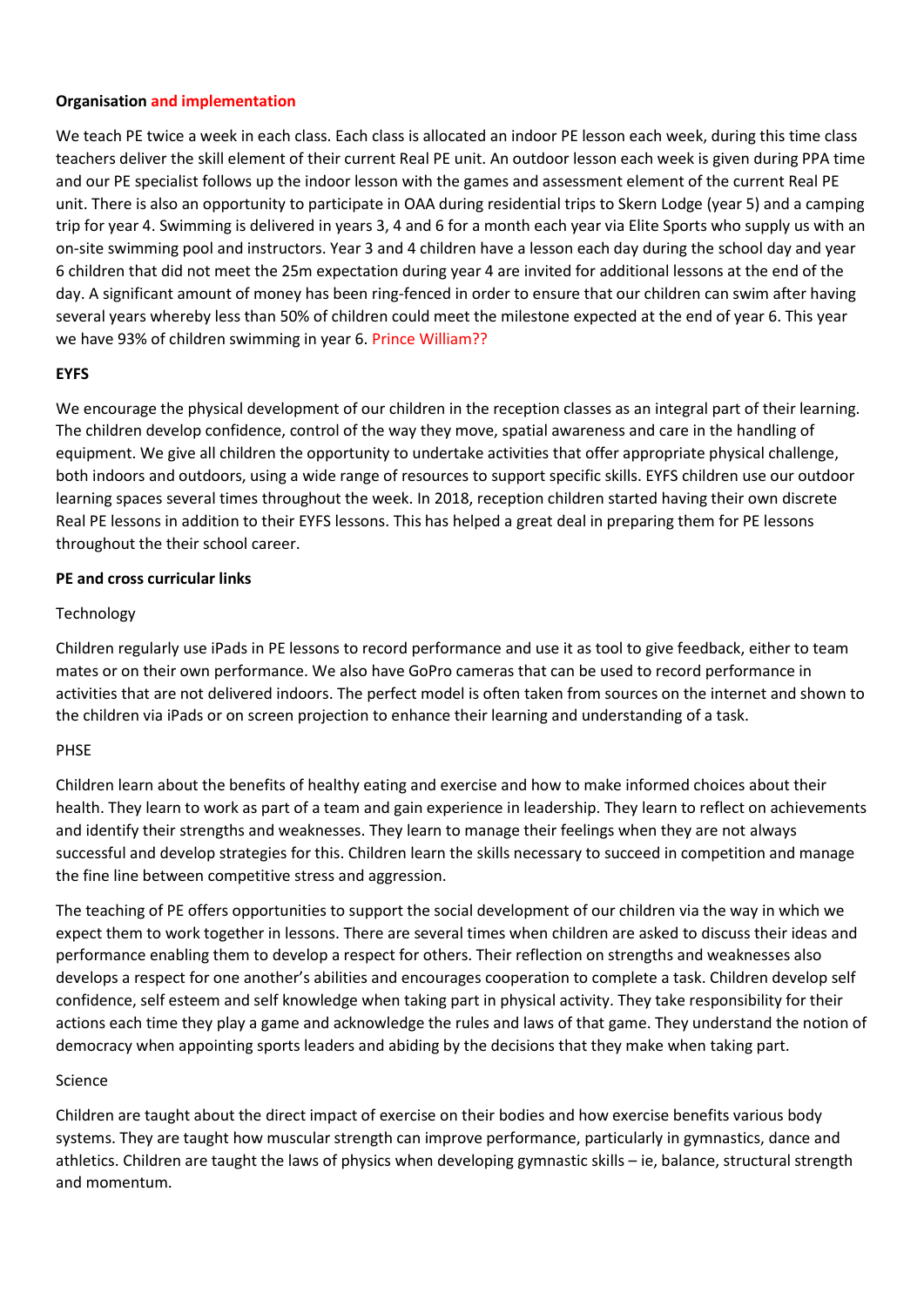**Organisation and implementation**

We teach PE twice a week in each class. Each class is allocated an indoor PE lesson each week, during this time class teachers deliver the skill element of their current Real PE unit. An outdoor lesson each week is given during PPA time and our PE specialist follows up the indoor lesson with the games and assessment element of the current Real PE unit. There is also an opportunity to participate in OAA during residential trips to Skern Lodge (year 5) and a camping trip for year 4. Swimming is delivered in years 3, 4 and 6 for a month each year via Elite Sports who supply us with an on-site swimming pool and instructors. Year 3 and 4 children have a lesson each day during the school day and year 6 children that did not meet the 25m expectation during year 4 are invited for additional lessons at the end of the day. A significant amount of money has been ring-fenced in order to ensure that our children can swim after having several years whereby less than 50% of children could meet the milestone expected at the end of year 6. This year we have 93% of children swimming in year 6. Prince William??

**EYFS**

We encourage the physical development of our children in the reception classes as an integral part of their learning. The children develop confidence, control of the way they move, spatial awareness and care in the handling of equipment. We give all children the opportunity to undertake activities that offer appropriate physical challenge, both indoors and outdoors, using a wide range of resources to support specific skills. EYFS children use our outdoor learning spaces several times throughout the week. In 2018, reception children started having their own discrete Real PE lessons in addition to their EYFS lessons. This has helped a great deal in preparing them for PE lessons throughout the their school career.

**PE and cross curricular links**

Technology

Children regularly use iPads in PE lessons to record performance and use it as tool to give feedback, either to team mates or on their own performance. We also have GoPro cameras that can be used to record performance in activities that are not delivered indoors. The perfect model is often taken from sources on the internet and shown to the children via iPads or on screen projection to enhance their learning and understanding of a task.

PHSE

Children learn about the benefits of healthy eating and exercise and how to make informed choices about their health. They learn to work as part of a team and gain experience in leadership. They learn to reflect on achievements and identify their strengths and weaknesses. They learn to manage their feelings when they are not always successful and develop strategies for this. Children learn the skills necessary to succeed in competition and manage the fine line between competitive stress and aggression.

The teaching of PE offers opportunities to support the social development of our children via the way in which we expect them to work together in lessons. There are several times when children are asked to discuss their ideas and performance enabling them to develop a respect for others. Their reflection on strengths and weaknesses also develops a respect for one another's abilities and encourages cooperation to complete a task. Children develop self confidence, self esteem and self knowledge when taking part in physical activity. They take responsibility for their actions each time they play a game and acknowledge the rules and laws of that game. They understand the notion of democracy when appointing sports leaders and abiding by the decisions that they make when taking part.

Science

Children are taught about the direct impact of exercise on their bodies and how exercise benefits various body systems. They are taught how muscular strength can improve performance, particularly in gymnastics, dance and athletics. Children are taught the laws of physics when developing gymnastic skills – ie, balance, structural strength and momentum.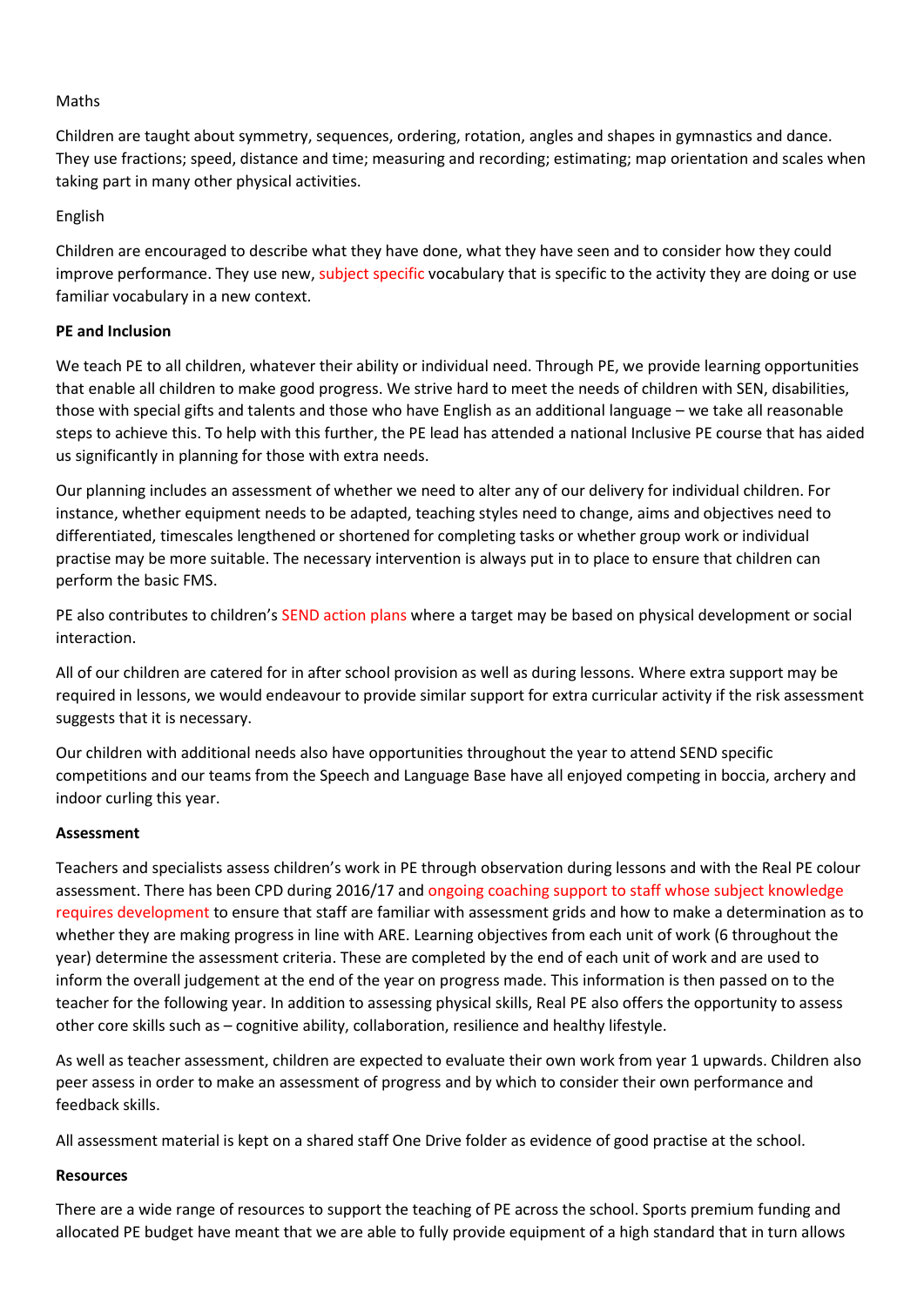Maths

Children are taught about symmetry, sequences, ordering, rotation, angles and shapes in gymnastics and dance. They use fractions; speed, distance and time; measuring and recording; estimating; map orientation and scales when taking part in many other physical activities.

English

Children are encouraged to describe what they have done, what they have seen and to consider how they could improve performance. They use new, subject specific vocabulary that is specific to the activity they are doing or use familiar vocabulary in a new context.

**PE and Inclusion**

We teach PE to all children, whatever their ability or individual need. Through PE, we provide learning opportunities that enable all children to make good progress. We strive hard to meet the needs of children with SEN, disabilities, those with special gifts and talents and those who have English as an additional language – we take all reasonable steps to achieve this. To help with this further, the PE lead has attended a national Inclusive PE course that has aided us significantly in planning for those with extra needs.

Our planning includes an assessment of whether we need to alter any of our delivery for individual children. For instance, whether equipment needs to be adapted, teaching styles need to change, aims and objectives need to differentiated, timescales lengthened or shortened for completing tasks or whether group work or individual practise may be more suitable. The necessary intervention is always put in to place to ensure that children can perform the basic FMS.

PE also contributes to children's SEND action plans where a target may be based on physical development or social interaction.

All of our children are catered for in after school provision as well as during lessons. Where extra support may be required in lessons, we would endeavour to provide similar support for extra curricular activity if the risk assessment suggests that it is necessary.

Our children with additional needs also have opportunities throughout the year to attend SEND specific competitions and our teams from the Speech and Language Base have all enjoyed competing in boccia, archery and indoor curling this year.

**Assessment**

Teachers and specialists assess children's work in PE through observation during lessons and with the Real PE colour assessment. There has been CPD during 2016/17 and ongoing coaching support to staff whose subject knowledge requires development to ensure that staff are familiar with assessment grids and how to make a determination as to whether they are making progress in line with ARE. Learning objectives from each unit of work (6 throughout the year) determine the assessment criteria. These are completed by the end of each unit of work and are used to inform the overall judgement at the end of the year on progress made. This information is then passed on to the teacher for the following year. In addition to assessing physical skills, Real PE also offers the opportunity to assess other core skills such as – cognitive ability, collaboration, resilience and healthy lifestyle.

As well as teacher assessment, children are expected to evaluate their own work from year 1 upwards. Children also peer assess in order to make an assessment of progress and by which to consider their own performance and feedback skills.

All assessment material is kept on a shared staff One Drive folder as evidence of good practise at the school.

**Resources**

There are a wide range of resources to support the teaching of PE across the school. Sports premium funding and allocated PE budget have meant that we are able to fully provide equipment of a high standard that in turn allows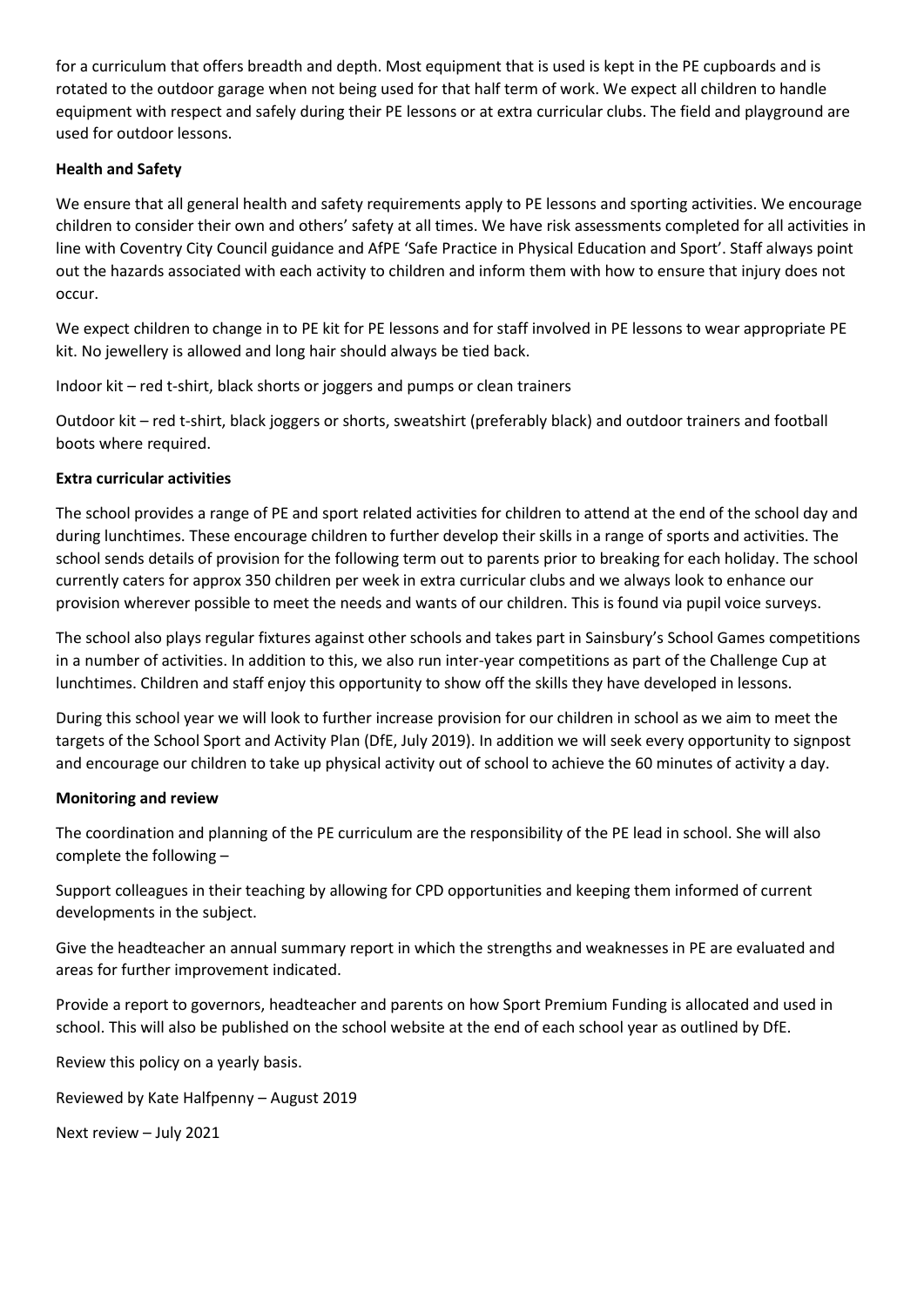for a curriculum that offers breadth and depth. Most equipment that is used is kept in the PE cupboards and is rotated to the outdoor garage when not being used for that half term of work. We expect all children to handle equipment with respect and safely during their PE lessons or at extra curricular clubs. The field and playground are used for outdoor lessons.

**Health and Safety**

We ensure that all general health and safety requirements apply to PE lessons and sporting activities. We encourage children to consider their own and others' safety at all times. We have risk assessments completed for all activities in line with Coventry City Council guidance and AfPE 'Safe Practice in Physical Education and Sport'. Staff always point out the hazards associated with each activity to children and inform them with how to ensure that injury does not occur.

We expect children to change in to PE kit for PE lessons and for staff involved in PE lessons to wear appropriate PE kit. No jewellery is allowed and long hair should always be tied back.

Indoor kit – red t-shirt, black shorts or joggers and pumps or clean trainers

Outdoor kit – red t-shirt, black joggers or shorts, sweatshirt (preferably black) and outdoor trainers and football boots where required.

**Extra curricular activities**

The school provides a range of PE and sport related activities for children to attend at the end of the school day and during lunchtimes. These encourage children to further develop their skills in a range of sports and activities. The school sends details of provision for the following term out to parents prior to breaking for each holiday. The school currently caters for approx 350 children per week in extra curricular clubs and we always look to enhance our provision wherever possible to meet the needs and wants of our children. This is found via pupil voice surveys.

The school also plays regular fixtures against other schools and takes part in Sainsbury's School Games competitions in a number of activities. In addition to this, we also run inter-year competitions as part of the Challenge Cup at lunchtimes. Children and staff enjoy this opportunity to show off the skills they have developed in lessons.

During this school year we will look to further increase provision for our children in school as we aim to meet the targets of the School Sport and Activity Plan (DfE, July 2019). In addition we will seek every opportunity to signpost and encourage our children to take up physical activity out of school to achieve the 60 minutes of activity a day.

**Monitoring and review**

The coordination and planning of the PE curriculum are the responsibility of the PE lead in school. She will also complete the following –

Support colleagues in their teaching by allowing for CPD opportunities and keeping them informed of current developments in the subject.

Give the headteacher an annual summary report in which the strengths and weaknesses in PE are evaluated and areas for further improvement indicated.

Provide a report to governors, headteacher and parents on how Sport Premium Funding is allocated and used in school. This will also be published on the school website at the end of each school year as outlined by DfE.

Review this policy on a yearly basis.

Reviewed by Kate Halfpenny – August 2019

Next review – July 2021